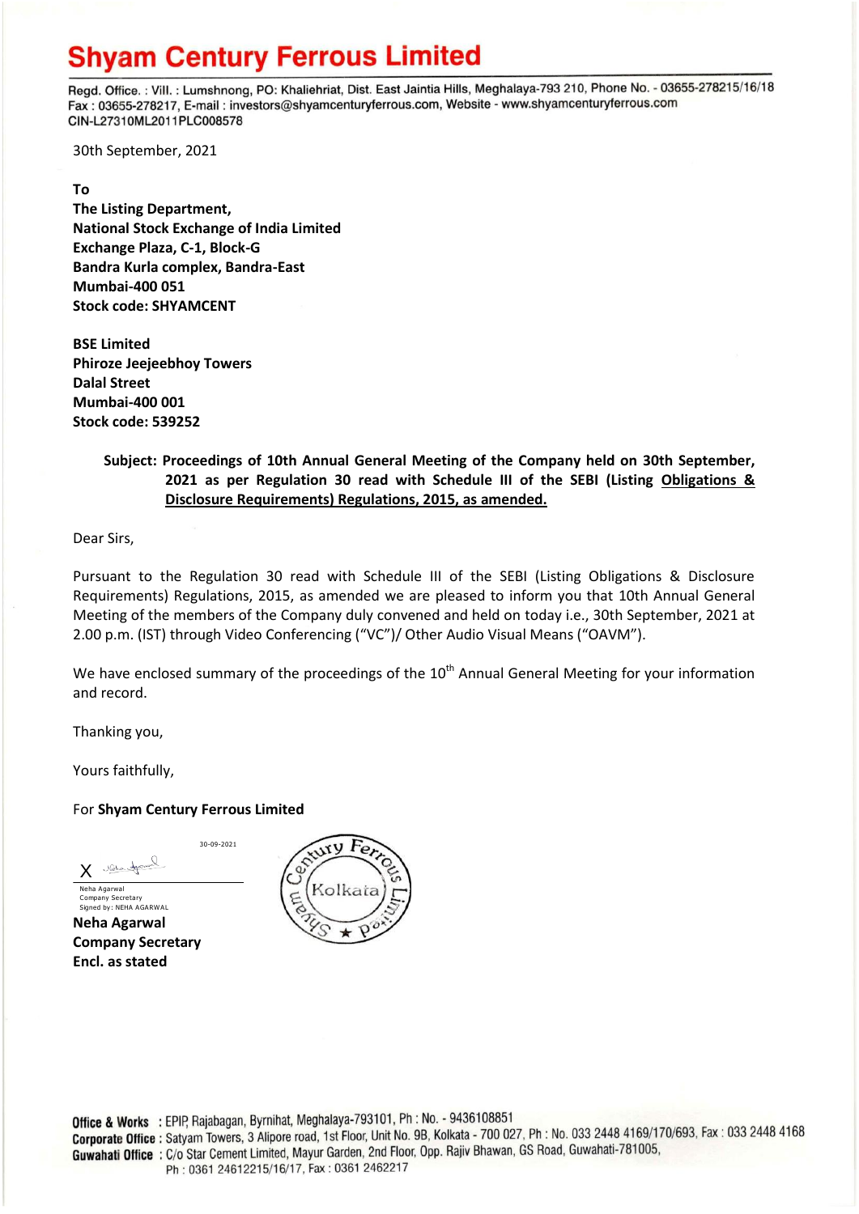# Shyam Century Ferrous Limited

Regd. Office. : Vill. : Lumshnong, PO: Khaliehriat, Dist. East Jaintia Hills, Meghalaya-793 210, Phone No. - 03655-278215/16/18
Fax : 03655-278217, E-mail : investors@shyamcenturyferrous.com, Website - www.shyamcenturyferrous.com
CIN-L27310ML2011PLC008578

30th September, 2021

**To**
**The Listing Department,**
**National Stock Exchange of India Limited**
**Exchange Plaza, C-1, Block-G**
**Bandra Kurla complex, Bandra-East**
**Mumbai-400 051**
**Stock code: SHYAMCENT**

**BSE Limited**
**Phiroze Jeejeebhoy Towers**
**Dalal Street**
**Mumbai-400 001**
**Stock code: 539252**

**Subject: Proceedings of 10th Annual General Meeting of the Company held on 30th September, 2021 as per Regulation 30 read with Schedule III of the SEBI (Listing Obligations & Disclosure Requirements) Regulations, 2015, as amended.**

Dear Sirs,

Pursuant to the Regulation 30 read with Schedule III of the SEBI (Listing Obligations & Disclosure Requirements) Regulations, 2015, as amended we are pleased to inform you that 10th Annual General Meeting of the members of the Company duly convened and held on today i.e., 30th September, 2021 at 2.00 p.m. (IST) through Video Conferencing ("VC")/ Other Audio Visual Means ("OAVM").

We have enclosed summary of the proceedings of the 10th Annual General Meeting for your information and record.

Thanking you,

Yours faithfully,

For **Shyam Century Ferrous Limited**

30-09-2021

X

Neha Agarwal
Company Secretary
Signed by: NEHA AGARWAL

**Neha Agarwal**
**Company Secretary**
**Encl. as stated**

Office & Works : EPIP, Rajabagan, Byrnihat, Meghalaya-793101, Ph : No. - 9436108851
Corporate Office : Satyam Towers, 3 Alipore road, 1st Floor, Unit No. 9B, Kolkata - 700 027, Ph : No. 033 2448 4169/170/693, Fax : 033 2448 4168
Guwahati Office : C/o Star Cement Limited, Mayur Garden, 2nd Floor, Opp. Rajiv Bhawan, GS Road, Guwahati-781005,
Ph : 0361 24612215/16/17, Fax : 0361 2462217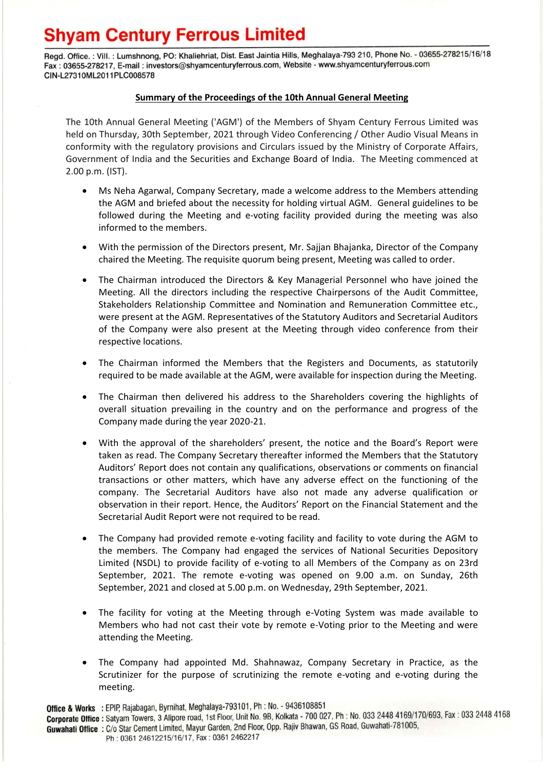# Shyam Century Ferrous Limited

Regd. Office. : Vill. : Lumshnong, PO: Khaliehriat, Dist. East Jaintia Hills, Meghalaya-793 210, Phone No. - 03655-278215/16/18
Fax : 03655-278217, E-mail : investors@shyamcenturyferrous.com, Website - www.shyamcenturyferrous.com
CIN-L27310ML2011PLC008578

**Summary of the Proceedings of the 10th Annual General Meeting**

The 10th Annual General Meeting ('AGM') of the Members of Shyam Century Ferrous Limited was held on Thursday, 30th September, 2021 through Video Conferencing / Other Audio Visual Means in conformity with the regulatory provisions and Circulars issued by the Ministry of Corporate Affairs, Government of India and the Securities and Exchange Board of India. The Meeting commenced at 2.00 p.m. (IST).

- Ms Neha Agarwal, Company Secretary, made a welcome address to the Members attending the AGM and briefed about the necessity for holding virtual AGM. General guidelines to be followed during the Meeting and e-voting facility provided during the meeting was also informed to the members.

- With the permission of the Directors present, Mr. Sajjan Bhajanka, Director of the Company chaired the Meeting. The requisite quorum being present, Meeting was called to order.

- The Chairman introduced the Directors & Key Managerial Personnel who have joined the Meeting. All the directors including the respective Chairpersons of the Audit Committee, Stakeholders Relationship Committee and Nomination and Remuneration Committee etc., were present at the AGM. Representatives of the Statutory Auditors and Secretarial Auditors of the Company were also present at the Meeting through video conference from their respective locations.

- The Chairman informed the Members that the Registers and Documents, as statutorily required to be made available at the AGM, were available for inspection during the Meeting.

- The Chairman then delivered his address to the Shareholders covering the highlights of overall situation prevailing in the country and on the performance and progress of the Company made during the year 2020-21.

- With the approval of the shareholders' present, the notice and the Board's Report were taken as read. The Company Secretary thereafter informed the Members that the Statutory Auditors' Report does not contain any qualifications, observations or comments on financial transactions or other matters, which have any adverse effect on the functioning of the company. The Secretarial Auditors have also not made any adverse qualification or observation in their report. Hence, the Auditors' Report on the Financial Statement and the Secretarial Audit Report were not required to be read.

- The Company had provided remote e-voting facility and facility to vote during the AGM to the members. The Company had engaged the services of National Securities Depository Limited (NSDL) to provide facility of e-voting to all Members of the Company as on 23rd September, 2021. The remote e-voting was opened on 9.00 a.m. on Sunday, 26th September, 2021 and closed at 5.00 p.m. on Wednesday, 29th September, 2021.

- The facility for voting at the Meeting through e-Voting System was made available to Members who had not cast their vote by remote e-Voting prior to the Meeting and were attending the Meeting.

- The Company had appointed Md. Shahnawaz, Company Secretary in Practice, as the Scrutinizer for the purpose of scrutinizing the remote e-voting and e-voting during the meeting.

**Office & Works** : EPIP, Rajabagan, Byrnihat, Meghalaya-793101, Ph : No. - 9436108851
**Corporate Office** : Satyam Towers, 3 Alipore road, 1st Floor, Unit No. 9B, Kolkata - 700 027, Ph : No. 033 2448 4169/170/693, Fax : 033 2448 4168
**Guwahati Office** : C/o Star Cement Limited, Mayur Garden, 2nd Floor, Opp. Rajiv Bhawan, GS Road, Guwahati-781005,
Ph : 0361 24612215/16/17, Fax : 0361 2462217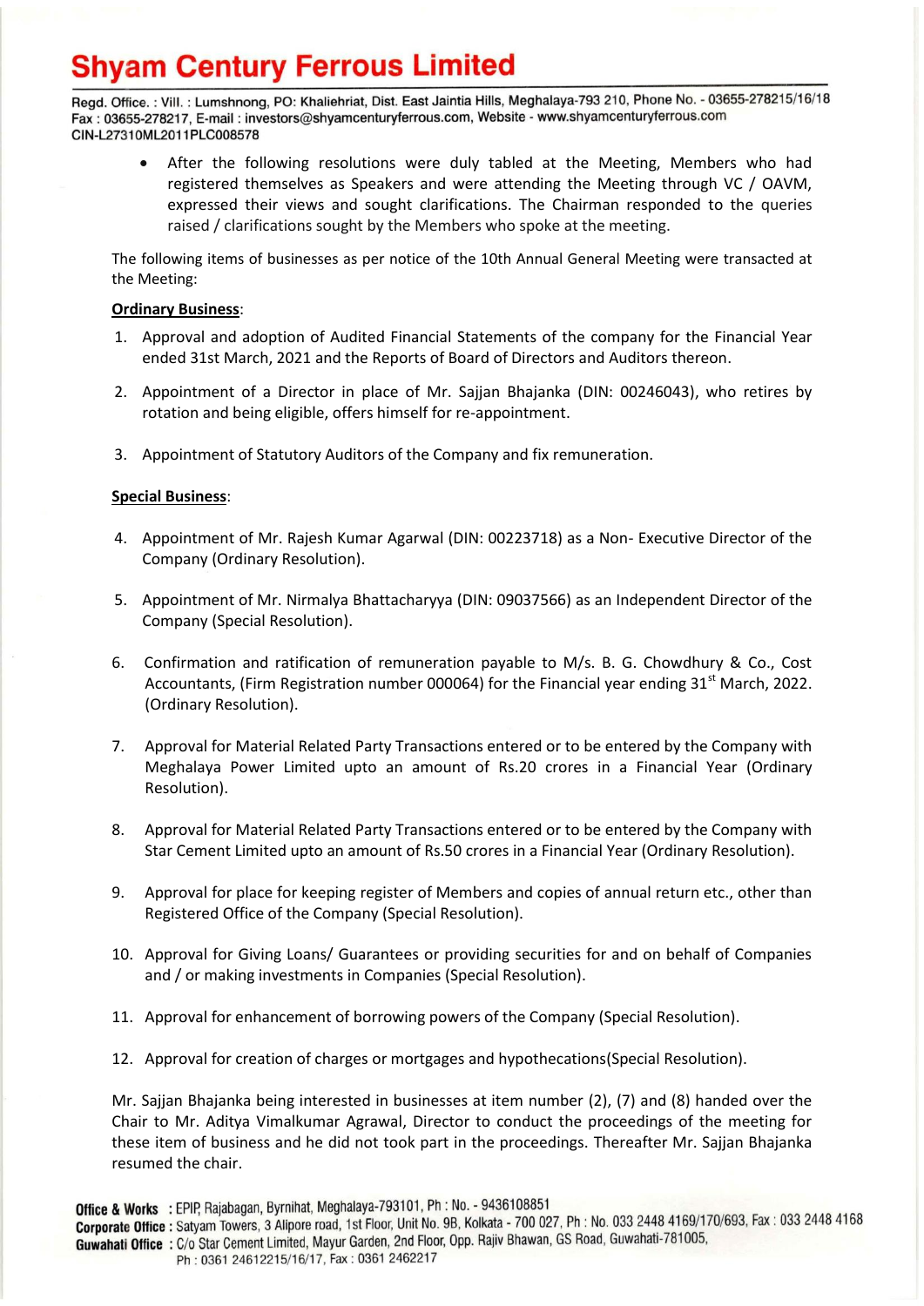# Shyam Century Ferrous Limited

Regd. Office. : Vill. : Lumshnong, PO: Khaliehriat, Dist. East Jaintia Hills, Meghalaya-793 210, Phone No. - 03655-278215/16/18
Fax : 03655-278217, E-mail : investors@shyamcenturyferrous.com, Website - www.shyamcenturyferrous.com
CIN-L27310ML2011PLC008578

- After the following resolutions were duly tabled at the Meeting, Members who had registered themselves as Speakers and were attending the Meeting through VC / OAVM, expressed their views and sought clarifications. The Chairman responded to the queries raised / clarifications sought by the Members who spoke at the meeting.

The following items of businesses as per notice of the 10th Annual General Meeting were transacted at the Meeting:

**Ordinary Business**:

1. Approval and adoption of Audited Financial Statements of the company for the Financial Year ended 31st March, 2021 and the Reports of Board of Directors and Auditors thereon.
2. Appointment of a Director in place of Mr. Sajjan Bhajanka (DIN: 00246043), who retires by rotation and being eligible, offers himself for re-appointment.
3. Appointment of Statutory Auditors of the Company and fix remuneration.

**Special Business**:

4. Appointment of Mr. Rajesh Kumar Agarwal (DIN: 00223718) as a Non- Executive Director of the Company (Ordinary Resolution).
5. Appointment of Mr. Nirmalya Bhattacharyya (DIN: 09037566) as an Independent Director of the Company (Special Resolution).
6. Confirmation and ratification of remuneration payable to M/s. B. G. Chowdhury & Co., Cost Accountants, (Firm Registration number 000064) for the Financial year ending 31st March, 2022. (Ordinary Resolution).
7. Approval for Material Related Party Transactions entered or to be entered by the Company with Meghalaya Power Limited upto an amount of Rs.20 crores in a Financial Year (Ordinary Resolution).
8. Approval for Material Related Party Transactions entered or to be entered by the Company with Star Cement Limited upto an amount of Rs.50 crores in a Financial Year (Ordinary Resolution).
9. Approval for place for keeping register of Members and copies of annual return etc., other than Registered Office of the Company (Special Resolution).
10. Approval for Giving Loans/ Guarantees or providing securities for and on behalf of Companies and / or making investments in Companies (Special Resolution).
11. Approval for enhancement of borrowing powers of the Company (Special Resolution).
12. Approval for creation of charges or mortgages and hypothecations(Special Resolution).

Mr. Sajjan Bhajanka being interested in businesses at item number (2), (7) and (8) handed over the Chair to Mr. Aditya Vimalkumar Agrawal, Director to conduct the proceedings of the meeting for these item of business and he did not took part in the proceedings. Thereafter Mr. Sajjan Bhajanka resumed the chair.

**Office & Works** : EPIP, Rajabagan, Byrnihat, Meghalaya-793101, Ph : No. - 9436108851
**Corporate Office** : Satyam Towers, 3 Alipore road, 1st Floor, Unit No. 9B, Kolkata - 700 027, Ph : No. 033 2448 4169/170/693, Fax : 033 2448 4168
**Guwahati Office** : C/o Star Cement Limited, Mayur Garden, 2nd Floor, Opp. Rajiv Bhawan, GS Road, Guwahati-781005, Ph : 0361 24612215/16/17, Fax : 0361 2462217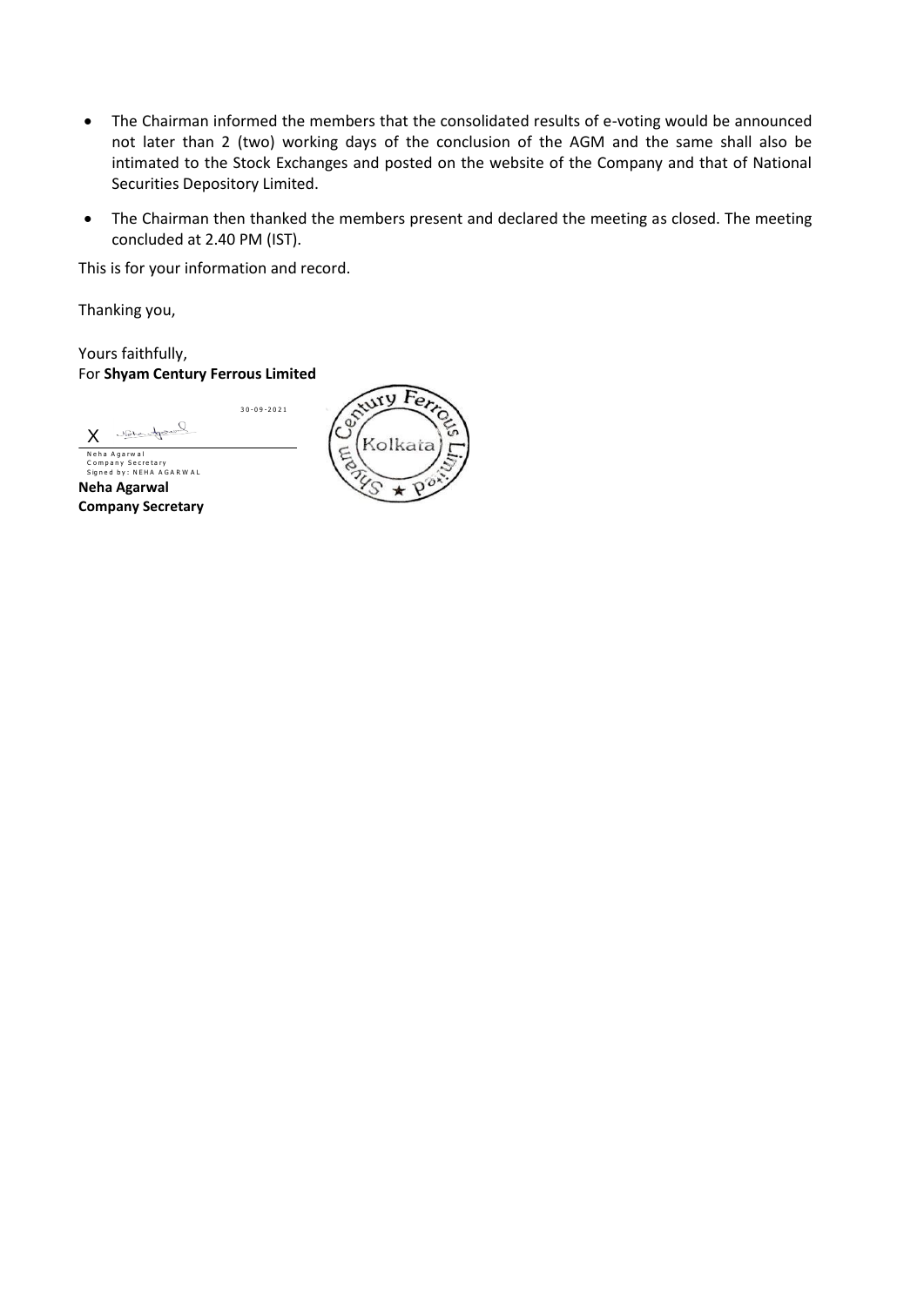- The Chairman informed the members that the consolidated results of e-voting would be announced not later than 2 (two) working days of the conclusion of the AGM and the same shall also be intimated to the Stock Exchanges and posted on the website of the Company and that of National Securities Depository Limited.
- The Chairman then thanked the members present and declared the meeting as closed. The meeting concluded at 2.40 PM (IST).

This is for your information and record.

Thanking you,

Yours faithfully,
For **Shyam Century Ferrous Limited**

30-09-2021

X

Neha Agarwal
Company Secretary
Signed by: NEHA AGARWAL

**Neha Agarwal**
**Company Secretary**

Shyam Century Ferrous Limited
Kolkata